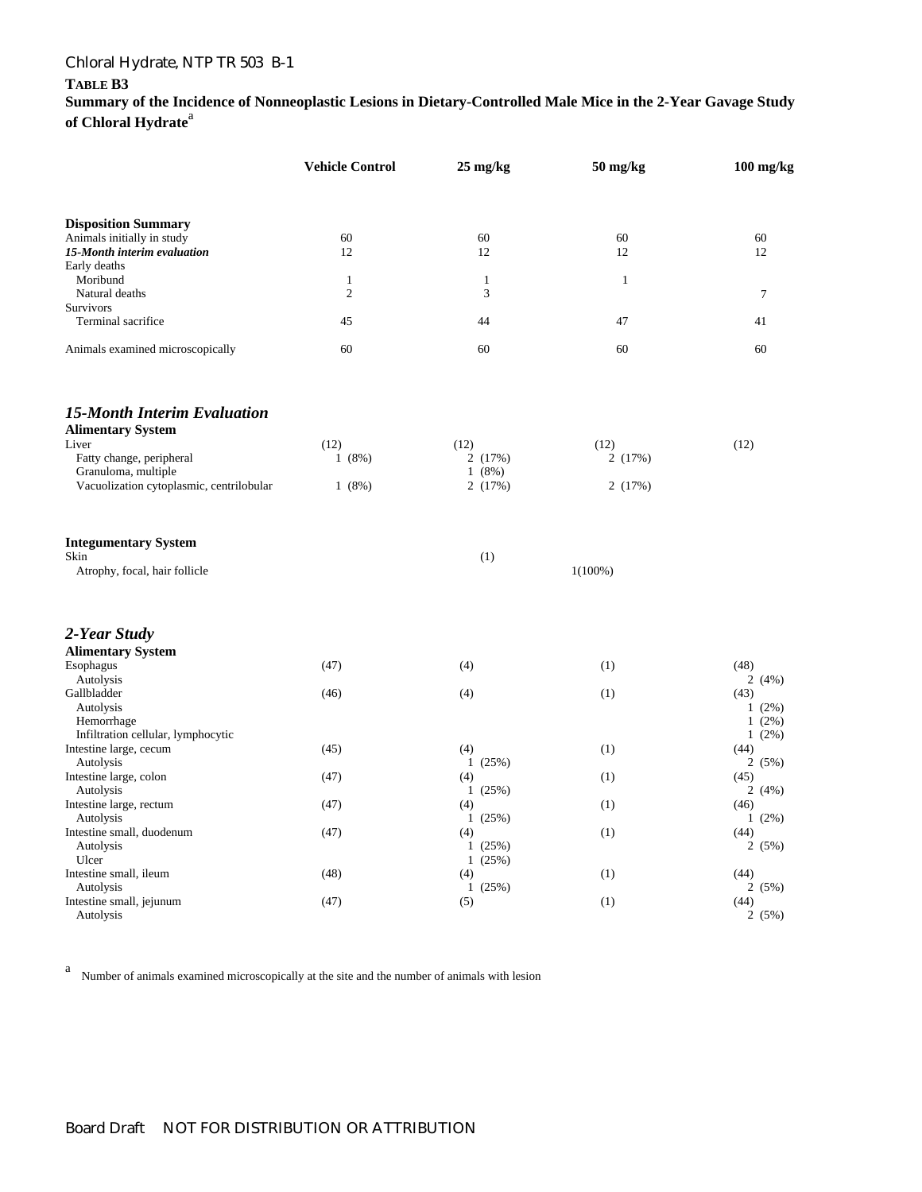**TABLE B3**
**Summary of the Incidence of Nonneoplastic Lesions in Dietary-Controlled Male Mice in the 2-Year Gavage Study of Chloral Hydrate**[a]

| | Vehicle Control | 25 mg/kg | 50 mg/kg | 100 mg/kg |
|---|---|---|---|---|
| **Disposition Summary** | | | | |
| Animals initially in study | 60 | 60 | 60 | 60 |
| ***15-Month interim evaluation*** | 12 | 12 | 12 | 12 |
| Early deaths | | | | |
| Moribund | 1 | 1 | 1 | |
| Natural deaths | 2 | 3 | | 7 |
| Survivors | | | | |
| Terminal sacrifice | 45 | 44 | 47 | 41 |
| Animals examined microscopically | 60 | 60 | 60 | 60 |
| ***15-Month Interim Evaluation*** | | | | |
| **Alimentary System** | | | | |
| Liver | (12) | (12) | (12) | (12) |
| Fatty change, peripheral | 1 (8%) | 2 (17%) | 2 (17%) | |
| Granuloma, multiple | | 1 (8%) | | |
| Vacuolization cytoplasmic, centrilobular | 1 (8%) | 2 (17%) | 2 (17%) | |
| **Integumentary System** | | | | |
| Skin | | (1) | | |
| Atrophy, focal, hair follicle | | | 1(100%) | |
| ***2-Year Study*** | | | | |
| **Alimentary System** | | | | |
| Esophagus | (47) | (4) | (1) | (48) |
| Autolysis | | | | 2 (4%) |
| Gallbladder | (46) | (4) | (1) | (43) |
| Autolysis | | | | 1 (2%) |
| Hemorrhage | | | | 1 (2%) |
| Infiltration cellular, lymphocytic | | | | 1 (2%) |
| Intestine large, cecum | (45) | (4) | (1) | (44) |
| Autolysis | | 1 (25%) | | 2 (5%) |
| Intestine large, colon | (47) | (4) | (1) | (45) |
| Autolysis | | 1 (25%) | | 2 (4%) |
| Intestine large, rectum | (47) | (4) | (1) | (46) |
| Autolysis | | 1 (25%) | | 1 (2%) |
| Intestine small, duodenum | (47) | (4) | (1) | (44) |
| Autolysis | | 1 (25%) | | 2 (5%) |
| Ulcer | | 1 (25%) | | |
| Intestine small, ileum | (48) | (4) | (1) | (44) |
| Autolysis | | 1 (25%) | | 2 (5%) |
| Intestine small, jejunum | (47) | (5) | (1) | (44) |
| Autolysis | | | | 2 (5%) |

[a] Number of animals examined microscopically at the site and the number of animals with lesion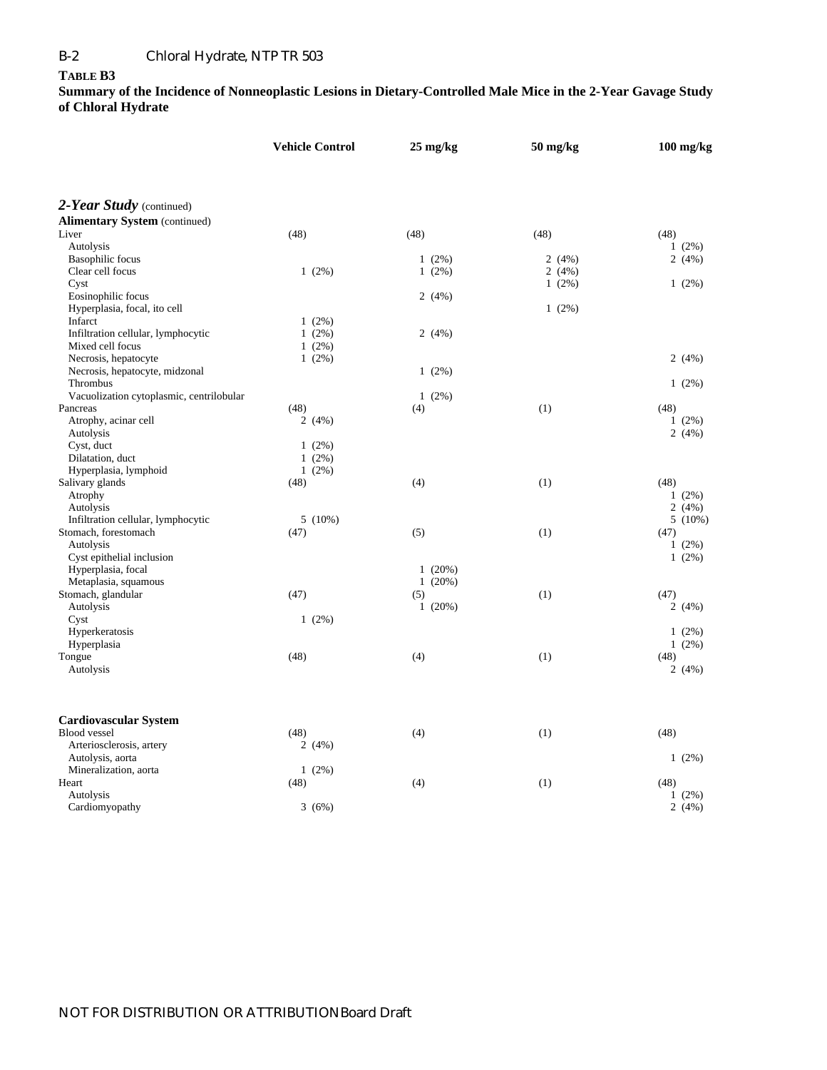**Table B3**

**Summary of the Incidence of Nonneoplastic Lesions in Dietary-Controlled Male Mice in the 2-Year Gavage Study of Chloral Hydrate**

| | Vehicle Control | 25 mg/kg | 50 mg/kg | 100 mg/kg |
|---|---|---|---|---|
| ***2-Year Study*** (continued) | | | | |
| **Alimentary System** (continued) | | | | |
| Liver | (48) | (48) | (48) | (48) |
| Autolysis | | | | 1 (2%) |
| Basophilic focus | | 1 (2%) | 2 (4%) | 2 (4%) |
| Clear cell focus | 1 (2%) | 1 (2%) | 2 (4%) | |
| Cyst | | | 1 (2%) | 1 (2%) |
| Eosinophilic focus | | 2 (4%) | | |
| Hyperplasia, focal, ito cell | | | 1 (2%) | |
| Infarct | 1 (2%) | | | |
| Infiltration cellular, lymphocytic | 1 (2%) | 2 (4%) | | |
| Mixed cell focus | 1 (2%) | | | |
| Necrosis, hepatocyte | 1 (2%) | | | 2 (4%) |
| Necrosis, hepatocyte, midzonal | | 1 (2%) | | |
| Thrombus | | | | 1 (2%) |
| Vacuolization cytoplasmic, centrilobular | | 1 (2%) | | |
| Pancreas | (48) | (4) | (1) | (48) |
| Atrophy, acinar cell | 2 (4%) | | | 1 (2%) |
| Autolysis | | | | 2 (4%) |
| Cyst, duct | 1 (2%) | | | |
| Dilatation, duct | 1 (2%) | | | |
| Hyperplasia, lymphoid | 1 (2%) | | | |
| Salivary glands | (48) | (4) | (1) | (48) |
| Atrophy | | | | 1 (2%) |
| Autolysis | | | | 2 (4%) |
| Infiltration cellular, lymphocytic | 5 (10%) | | | 5 (10%) |
| Stomach, forestomach | (47) | (5) | (1) | (47) |
| Autolysis | | | | 1 (2%) |
| Cyst epithelial inclusion | | | | 1 (2%) |
| Hyperplasia, focal | | 1 (20%) | | |
| Metaplasia, squamous | | 1 (20%) | | |
| Stomach, glandular | (47) | (5) | (1) | (47) |
| Autolysis | | 1 (20%) | | 2 (4%) |
| Cyst | 1 (2%) | | | |
| Hyperkeratosis | | | | 1 (2%) |
| Hyperplasia | | | | 1 (2%) |
| Tongue | (48) | (4) | (1) | (48) |
| Autolysis | | | | 2 (4%) |
| **Cardiovascular System** | | | | |
| Blood vessel | (48) | (4) | (1) | (48) |
| Arteriosclerosis, artery | 2 (4%) | | | |
| Autolysis, aorta | | | | 1 (2%) |
| Mineralization, aorta | 1 (2%) | | | |
| Heart | (48) | (4) | (1) | (48) |
| Autolysis | | | | 1 (2%) |
| Cardiomyopathy | 3 (6%) | | | 2 (4%) |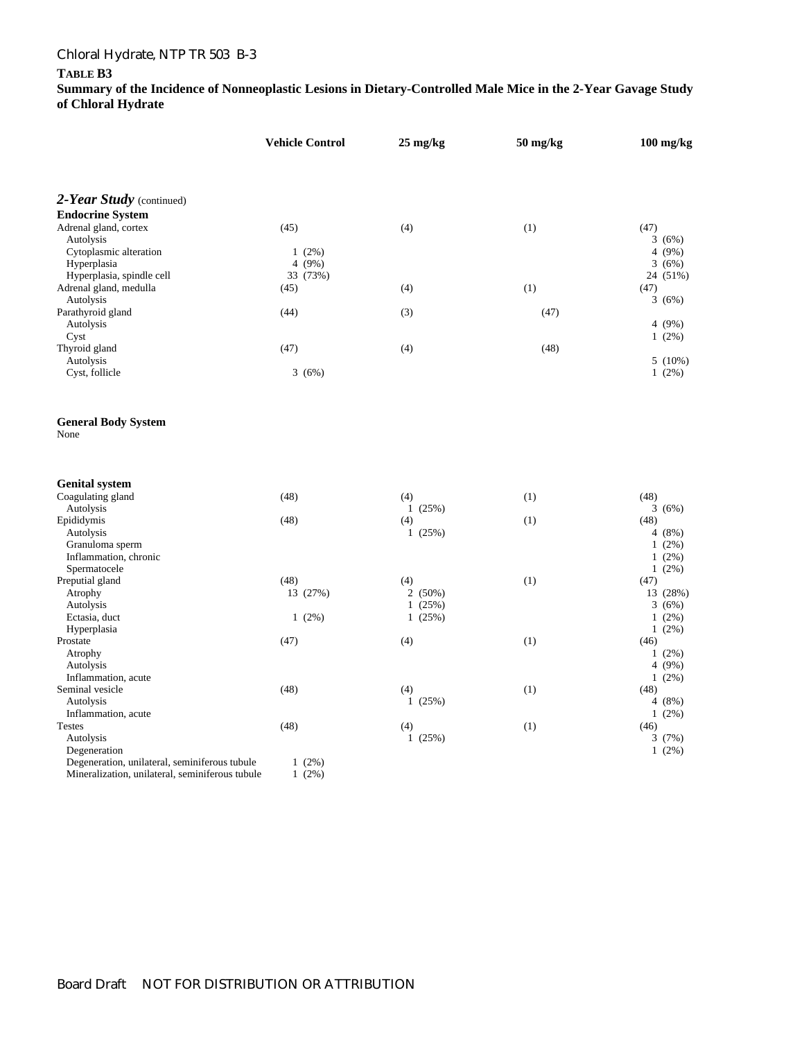**TABLE B3**
**Summary of the Incidence of Nonneoplastic Lesions in Dietary-Controlled Male Mice in the 2-Year Gavage Study of Chloral Hydrate**

| | Vehicle Control | 25 mg/kg | 50 mg/kg | 100 mg/kg |
|---|---|---|---|---|
| ***2-Year Study*** (continued) | | | | |
| **Endocrine System** | | | | |
| Adrenal gland, cortex | (45) | (4) | (1) | (47) |
| Autolysis | | | | 3 (6%) |
| Cytoplasmic alteration | 1 (2%) | | | 4 (9%) |
| Hyperplasia | 4 (9%) | | | 3 (6%) |
| Hyperplasia, spindle cell | 33 (73%) | | | 24 (51%) |
| Adrenal gland, medulla | (45) | (4) | (1) | (47) |
| Autolysis | | | | 3 (6%) |
| Parathyroid gland | (44) | (3) | (47) | |
| Autolysis | | | | 4 (9%) |
| Cyst | | | | 1 (2%) |
| Thyroid gland | (47) | (4) | (48) | |
| Autolysis | | | | 5 (10%) |
| Cyst, follicle | 3 (6%) | | | 1 (2%) |
| **General Body System** | | | | |
| None | | | | |
| **Genital system** | | | | |
| Coagulating gland | (48) | (4) | (1) | (48) |
| Autolysis | | 1 (25%) | | 3 (6%) |
| Epididymis | (48) | (4) | (1) | (48) |
| Autolysis | | 1 (25%) | | 4 (8%) |
| Granuloma sperm | | | | 1 (2%) |
| Inflammation, chronic | | | | 1 (2%) |
| Spermatocele | | | | 1 (2%) |
| Preputial gland | (48) | (4) | (1) | (47) |
| Atrophy | 13 (27%) | 2 (50%) | | 13 (28%) |
| Autolysis | | 1 (25%) | | 3 (6%) |
| Ectasia, duct | 1 (2%) | 1 (25%) | | 1 (2%) |
| Hyperplasia | | | | 1 (2%) |
| Prostate | (47) | (4) | (1) | (46) |
| Atrophy | | | | 1 (2%) |
| Autolysis | | | | 4 (9%) |
| Inflammation, acute | | | | 1 (2%) |
| Seminal vesicle | (48) | (4) | (1) | (48) |
| Autolysis | | 1 (25%) | | 4 (8%) |
| Inflammation, acute | | | | 1 (2%) |
| Testes | (48) | (4) | (1) | (46) |
| Autolysis | | 1 (25%) | | 3 (7%) |
| Degeneration | | | | 1 (2%) |
| Degeneration, unilateral, seminiferous tubule | 1 (2%) | | | |
| Mineralization, unilateral, seminiferous tubule | 1 (2%) | | | |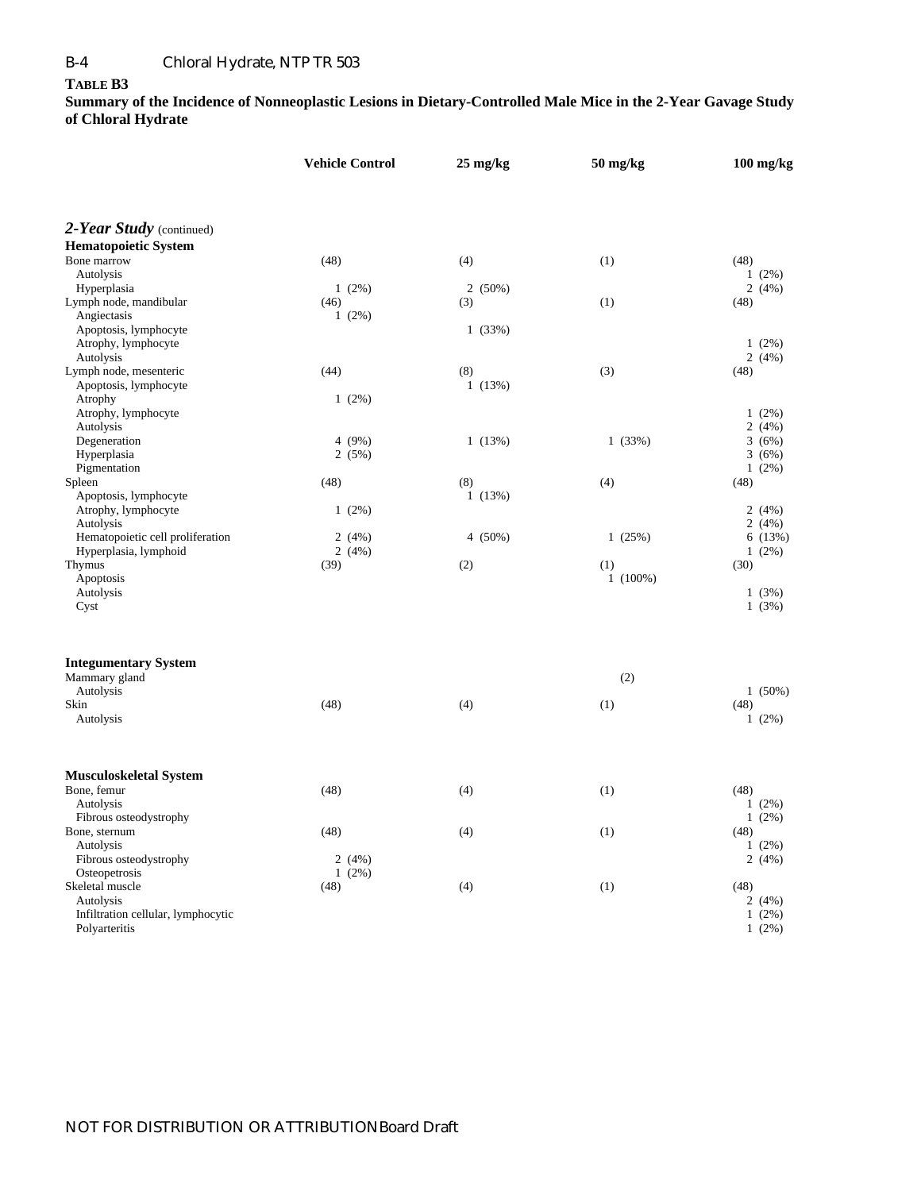**TABLE B3**

**Summary of the Incidence of Nonneoplastic Lesions in Dietary-Controlled Male Mice in the 2-Year Gavage Study of Chloral Hydrate**

| | Vehicle Control | 25 mg/kg | 50 mg/kg | 100 mg/kg |
|---|---|---|---|---|
| ***2-Year Study*** (continued) | | | | |
| **Hematopoietic System** | | | | |
| Bone marrow | (48) | (4) | (1) | (48) |
| Autolysis | | | | 1 (2%) |
| Hyperplasia | 1 (2%) | 2 (50%) | | 2 (4%) |
| Lymph node, mandibular | (46) | (3) | (1) | (48) |
| Angiectasis | 1 (2%) | | | |
| Apoptosis, lymphocyte | | 1 (33%) | | |
| Atrophy, lymphocyte | | | | 1 (2%) |
| Autolysis | | | | 2 (4%) |
| Lymph node, mesenteric | (44) | (8) | (3) | (48) |
| Apoptosis, lymphocyte | | 1 (13%) | | |
| Atrophy | 1 (2%) | | | |
| Atrophy, lymphocyte | | | | 1 (2%) |
| Autolysis | | | | 2 (4%) |
| Degeneration | 4 (9%) | 1 (13%) | 1 (33%) | 3 (6%) |
| Hyperplasia | 2 (5%) | | | 3 (6%) |
| Pigmentation | | | | 1 (2%) |
| Spleen | (48) | (8) | (4) | (48) |
| Apoptosis, lymphocyte | | 1 (13%) | | |
| Atrophy, lymphocyte | 1 (2%) | | | 2 (4%) |
| Autolysis | | | | 2 (4%) |
| Hematopoietic cell proliferation | 2 (4%) | 4 (50%) | 1 (25%) | 6 (13%) |
| Hyperplasia, lymphoid | 2 (4%) | | | 1 (2%) |
| Thymus | (39) | (2) | (1) | (30) |
| Apoptosis | | | 1 (100%) | |
| Autolysis | | | | 1 (3%) |
| Cyst | | | | 1 (3%) |
| **Integumentary System** | | | | |
| Mammary gland | | | | (2) |
| Autolysis | | | | 1 (50%) |
| Skin | (48) | (4) | (1) | (48) |
| Autolysis | | | | 1 (2%) |
| **Musculoskeletal System** | | | | |
| Bone, femur | (48) | (4) | (1) | (48) |
| Autolysis | | | | 1 (2%) |
| Fibrous osteodystrophy | | | | 1 (2%) |
| Bone, sternum | (48) | (4) | (1) | (48) |
| Autolysis | | | | 1 (2%) |
| Fibrous osteodystrophy | 2 (4%) | | | 2 (4%) |
| Osteopetrosis | 1 (2%) | | | |
| Skeletal muscle | (48) | (4) | (1) | (48) |
| Autolysis | | | | 2 (4%) |
| Infiltration cellular, lymphocytic | | | | 1 (2%) |
| Polyarteritis | | | | 1 (2%) |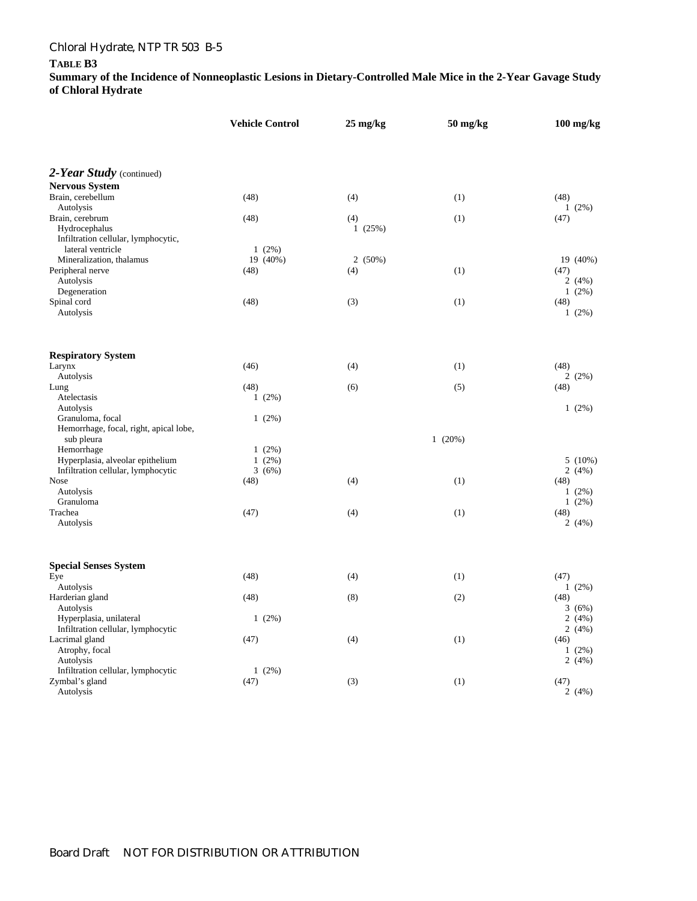**Table B3**

**Summary of the Incidence of Nonneoplastic Lesions in Dietary-Controlled Male Mice in the 2-Year Gavage Study of Chloral Hydrate**

| | Vehicle Control | 25 mg/kg | 50 mg/kg | 100 mg/kg |
|---|---|---|---|---|
| ***2-Year Study*** (continued) | | | | |
| **Nervous System** | | | | |
| Brain, cerebellum | (48) | (4) | (1) | (48) |
| Autolysis | | | | 1 (2%) |
| Brain, cerebrum | (48) | (4) | (1) | (47) |
| Hydrocephalus | | 1 (25%) | | |
| Infiltration cellular, lymphocytic, lateral ventricle | 1 (2%) | | | |
| Mineralization, thalamus | 19 (40%) | 2 (50%) | | 19 (40%) |
| Peripheral nerve | (48) | (4) | (1) | (47) |
| Autolysis | | | | 2 (4%) |
| Degeneration | | | | 1 (2%) |
| Spinal cord | (48) | (3) | (1) | (48) |
| Autolysis | | | | 1 (2%) |
| **Respiratory System** | | | | |
| Larynx | (46) | (4) | (1) | (48) |
| Autolysis | | | | 2 (2%) |
| Lung | (48) | (6) | (5) | (48) |
| Atelectasis | 1 (2%) | | | |
| Autolysis | | | | 1 (2%) |
| Granuloma, focal | 1 (2%) | | | |
| Hemorrhage, focal, right, apical lobe, sub pleura | | | 1 (20%) | |
| Hemorrhage | 1 (2%) | | | |
| Hyperplasia, alveolar epithelium | 1 (2%) | | | 5 (10%) |
| Infiltration cellular, lymphocytic | 3 (6%) | | | 2 (4%) |
| Nose | (48) | (4) | (1) | (48) |
| Autolysis | | | | 1 (2%) |
| Granuloma | | | | 1 (2%) |
| Trachea | (47) | (4) | (1) | (48) |
| Autolysis | | | | 2 (4%) |
| **Special Senses System** | | | | |
| Eye | (48) | (4) | (1) | (47) |
| Autolysis | | | | 1 (2%) |
| Harderian gland | (48) | (8) | (2) | (48) |
| Autolysis | | | | 3 (6%) |
| Hyperplasia, unilateral | 1 (2%) | | | 2 (4%) |
| Infiltration cellular, lymphocytic | | | | 2 (4%) |
| Lacrimal gland | (47) | (4) | (1) | (46) |
| Atrophy, focal | | | | 1 (2%) |
| Autolysis | | | | 2 (4%) |
| Infiltration cellular, lymphocytic | 1 (2%) | | | |
| Zymbal's gland | (47) | (3) | (1) | (47) |
| Autolysis | | | | 2 (4%) |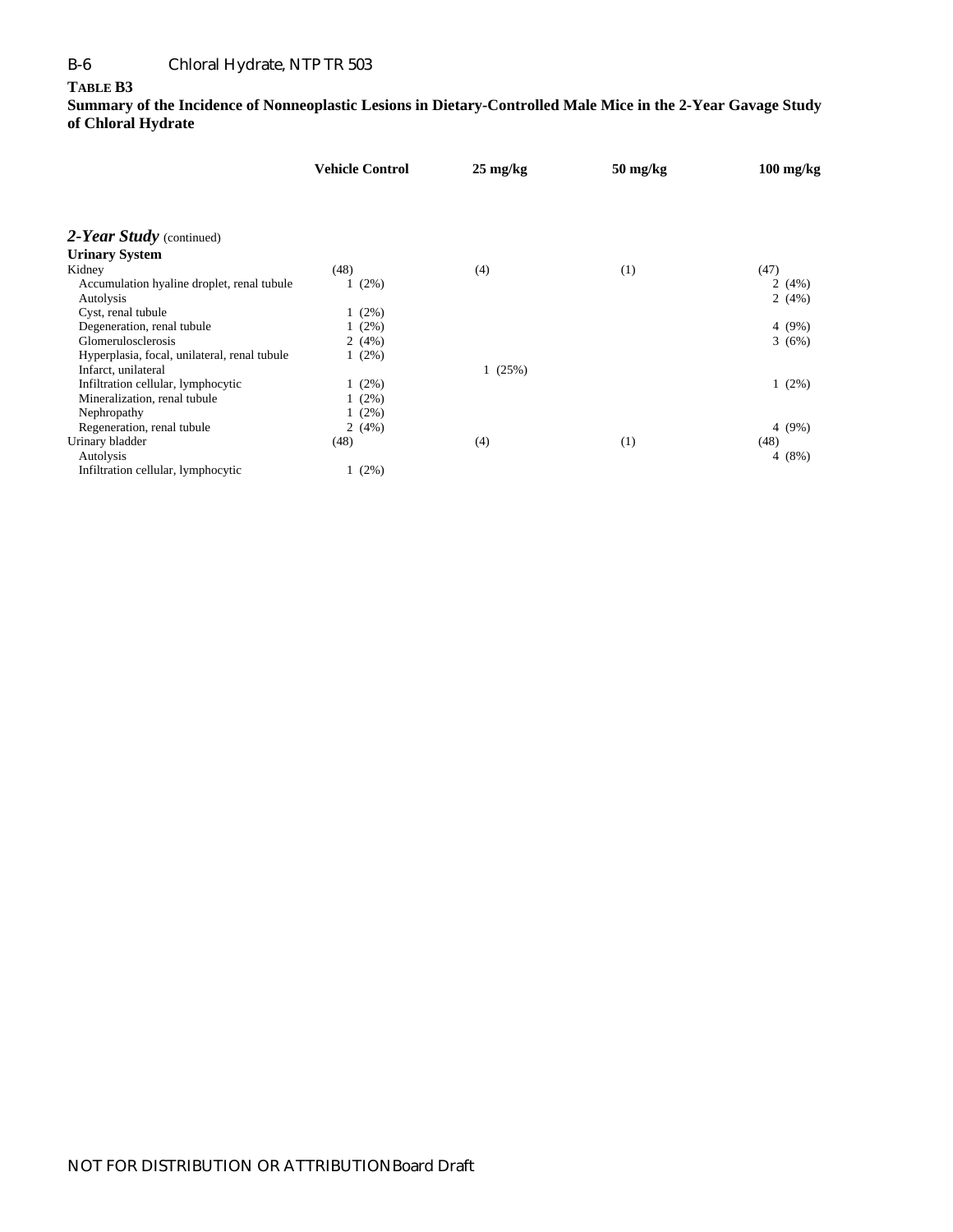**TABLE B3**
**Summary of the Incidence of Nonneoplastic Lesions in Dietary-Controlled Male Mice in the 2-Year Gavage Study of Chloral Hydrate**

| | Vehicle Control | 25 mg/kg | 50 mg/kg | 100 mg/kg |
|---|---|---|---|---|
| ***2-Year Study*** (continued) | | | | |
| **Urinary System** | | | | |
| Kidney | (48) | (4) | (1) | (47) |
| Accumulation hyaline droplet, renal tubule | 1 (2%) | | | 2 (4%) |
| Autolysis | | | | 2 (4%) |
| Cyst, renal tubule | 1 (2%) | | | |
| Degeneration, renal tubule | 1 (2%) | | | 4 (9%) |
| Glomerulosclerosis | 2 (4%) | | | 3 (6%) |
| Hyperplasia, focal, unilateral, renal tubule | 1 (2%) | | | |
| Infarct, unilateral | | 1 (25%) | | |
| Infiltration cellular, lymphocytic | 1 (2%) | | | 1 (2%) |
| Mineralization, renal tubule | 1 (2%) | | | |
| Nephropathy | 1 (2%) | | | |
| Regeneration, renal tubule | 2 (4%) | | | 4 (9%) |
| Urinary bladder | (48) | (4) | (1) | (48) |
| Autolysis | | | | 4 (8%) |
| Infiltration cellular, lymphocytic | 1 (2%) | | | |